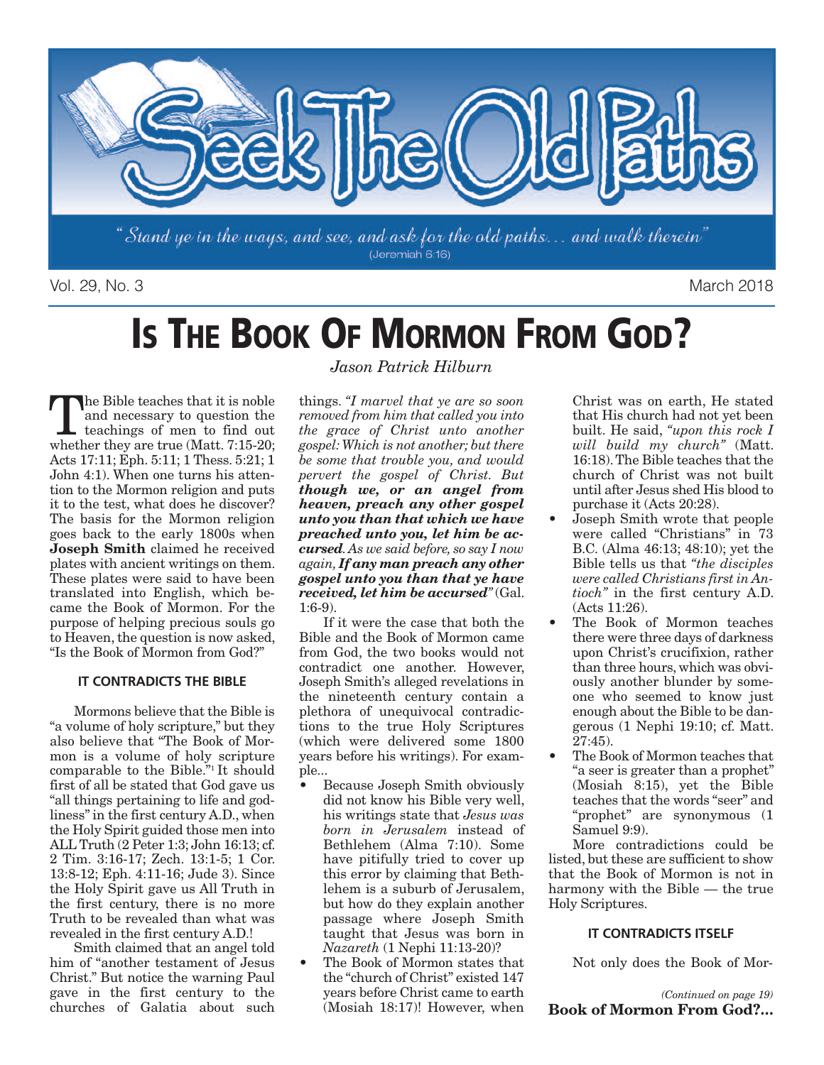# Seek The Old Paths

*"Stand ye in the ways, and see, and ask for the old paths... and walk therein"* (Jeremiah 6:16)

Vol. 29, No. 3 — March 2018

# Is The Book Of Mormon From God?

*Jason Patrick Hilburn*

The Bible teaches that it is noble and necessary to question the teachings of men to find out whether they are true (Matt. 7:15-20; Acts 17:11; Eph. 5:11; 1 Thess. 5:21; 1 John 4:1). When one turns his attention to the Mormon religion and puts it to the test, what does he discover? The basis for the Mormon religion goes back to the early 1800s when **Joseph Smith** claimed he received plates with ancient writings on them. These plates were said to have been translated into English, which became the Book of Mormon. For the purpose of helping precious souls go to Heaven, the question is now asked, "Is the Book of Mormon from God?"

### IT CONTRADICTS THE BIBLE

Mormons believe that the Bible is "a volume of holy scripture," but they also believe that "The Book of Mormon is a volume of holy scripture comparable to the Bible."[1] It should first of all be stated that God gave us "all things pertaining to life and godliness" in the first century A.D., when the Holy Spirit guided those men into ALL Truth (2 Peter 1:3; John 16:13; cf. 2 Tim. 3:16-17; Zech. 13:1-5; 1 Cor. 13:8-12; Eph. 4:11-16; Jude 3). Since the Holy Spirit gave us All Truth in the first century, there is no more Truth to be revealed than what was revealed in the first century A.D.!

Smith claimed that an angel told him of "another testament of Jesus Christ." But notice the warning Paul gave in the first century to the churches of Galatia about such things. *"I marvel that ye are so soon removed from him that called you into the grace of Christ unto another gospel: Which is not another; but there be some that trouble you, and would pervert the gospel of Christ. But **though we, or an angel from heaven, preach any other gospel unto you than that which we have preached unto you, let him be accursed**. As we said before, so say I now again, **If any man preach any other gospel unto you than that ye have received, let him be accursed**"* (Gal. 1:6-9).

If it were the case that both the Bible and the Book of Mormon came from God, the two books would not contradict one another. However, Joseph Smith's alleged revelations in the nineteenth century contain a plethora of unequivocal contradictions to the true Holy Scriptures (which were delivered some 1800 years before his writings). For example...

- Because Joseph Smith obviously did not know his Bible very well, his writings state that *Jesus was born in Jerusalem* instead of Bethlehem (Alma 7:10). Some have pitifully tried to cover up this error by claiming that Bethlehem is a suburb of Jerusalem, but how do they explain another passage where Joseph Smith taught that Jesus was born in *Nazareth* (1 Nephi 11:13-20)?
- The Book of Mormon states that the "church of Christ" existed 147 years before Christ came to earth (Mosiah 18:17)! However, when Christ was on earth, He stated that His church had not yet been built. He said, *"upon this rock I will build my church"* (Matt. 16:18). The Bible teaches that the church of Christ was not built until after Jesus shed His blood to purchase it (Acts 20:28).
- Joseph Smith wrote that people were called "Christians" in 73 B.C. (Alma 46:13; 48:10); yet the Bible tells us that *"the disciples were called Christians first in Antioch"* in the first century A.D. (Acts 11:26).
- The Book of Mormon teaches there were three days of darkness upon Christ's crucifixion, rather than three hours, which was obviously another blunder by someone who seemed to know just enough about the Bible to be dangerous (1 Nephi 19:10; cf. Matt. 27:45).
- The Book of Mormon teaches that "a seer is greater than a prophet" (Mosiah 8:15), yet the Bible teaches that the words "seer" and "prophet" are synonymous (1 Samuel 9:9).

More contradictions could be listed, but these are sufficient to show that the Book of Mormon is not in harmony with the Bible — the true Holy Scriptures.

### IT CONTRADICTS ITSELF

Not only does the Book of Mor-

*(Continued on page 19)*
**Book of Mormon From God?...**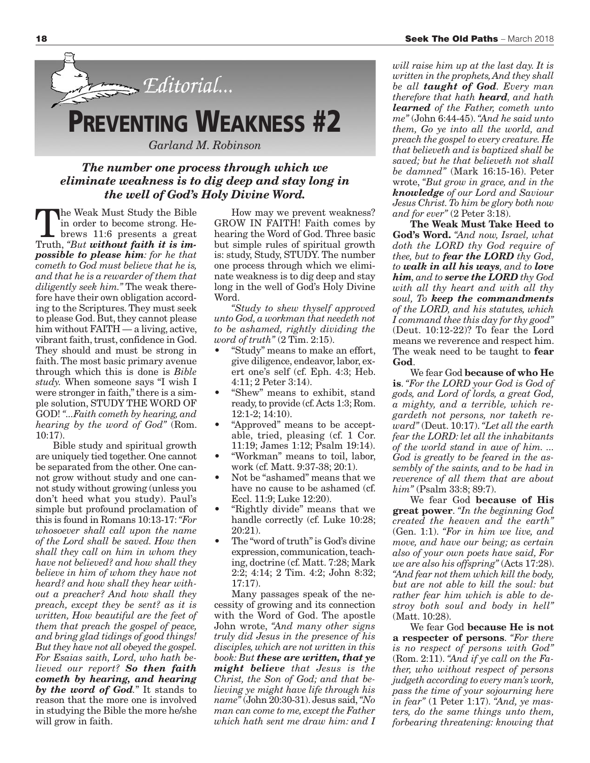## Editorial...

# Preventing Weakness #2

*Garland M. Robinson*

***The number one process through which we eliminate weakness is to dig deep and stay long in the well of God's Holy Divine Word.***

The Weak Must Study the Bible in order to become strong. Hebrews 11:6 presents a great Truth, *"But **without faith it is impossible to please him**: for he that cometh to God must believe that he is, and that he is a rewarder of them that diligently seek him."* The weak therefore have their own obligation according to the Scriptures. They must seek to please God. But, they cannot please him without FAITH — a living, active, vibrant faith, trust, confidence in God. They should and must be strong in faith. The most basic primary avenue through which this is done is *Bible study*. When someone says "I wish I were stronger in faith," there is a simple solution, STUDY THE WORD OF GOD! *"...Faith cometh by hearing, and hearing by the word of God"* (Rom. 10:17).

Bible study and spiritual growth are uniquely tied together. One cannot be separated from the other. One cannot grow without study and one cannot study without growing (unless you don't heed what you study). Paul's simple but profound proclamation of this is found in Romans 10:13-17: *"For whosoever shall call upon the name of the Lord shall be saved. How then shall they call on him in whom they have not believed? and how shall they believe in him of whom they have not heard? and how shall they hear without a preacher? And how shall they preach, except they be sent? as it is written, How beautiful are the feet of them that preach the gospel of peace, and bring glad tidings of good things! But they have not all obeyed the gospel. For Esaias saith, Lord, who hath believed our report? **So then faith cometh by hearing, and hearing by the word of God**."* It stands to reason that the more one is involved in studying the Bible the more he/she will grow in faith.

How may we prevent weakness? GROW IN FAITH! Faith comes by hearing the Word of God. Three basic but simple rules of spiritual growth is: study, Study, STUDY. The number one process through which we eliminate weakness is to dig deep and stay long in the well of God's Holy Divine Word.

*"Study to shew thyself approved unto God, a workman that needeth not to be ashamed, rightly dividing the word of truth"* (2 Tim. 2:15).

- "Study" means to make an effort, give diligence, endeavor, labor, exert one's self (cf. Eph. 4:3; Heb. 4:11; 2 Peter 3:14).
- "Shew" means to exhibit, stand ready, to provide (cf. Acts 1:3; Rom. 12:1-2; 14:10).
- "Approved" means to be acceptable, tried, pleasing (cf. 1 Cor. 11:19; James 1:12; Psalm 19:14).
- "Workman" means to toil, labor, work (cf. Matt. 9:37-38; 20:1).
- Not be "ashamed" means that we have no cause to be ashamed (cf. Eccl. 11:9; Luke 12:20).
- "Rightly divide" means that we handle correctly (cf. Luke 10:28; 20:21).
- The "word of truth" is God's divine expression, communication, teaching, doctrine (cf. Matt. 7:28; Mark 2:2; 4:14; 2 Tim. 4:2; John 8:32; 17:17).

Many passages speak of the necessity of growing and its connection with the Word of God. The apostle John wrote, *"And many other signs truly did Jesus in the presence of his disciples, which are not written in this book: But **these are written, that ye might believe** that Jesus is the Christ, the Son of God; and that believing ye might have life through his name"* (John 20:30-31). Jesus said, *"No man can come to me, except the Father which hath sent me draw him: and I will raise him up at the last day. It is written in the prophets, And they shall be all **taught of God**. Every man therefore that hath **heard**, and hath **learned** of the Father, cometh unto me"* (John 6:44-45). *"And he said unto them, Go ye into all the world, and preach the gospel to every creature. He that believeth and is baptized shall be saved; but he that believeth not shall be damned"* (Mark 16:15-16). Peter wrote, *"But grow in grace, and in the **knowledge** of our Lord and Saviour Jesus Christ. To him be glory both now and for ever"* (2 Peter 3:18).

**The Weak Must Take Heed to God's Word.** *"And now, Israel, what doth the LORD thy God require of thee, but to **fear the LORD** thy God, to **walk in all his ways**, and to **love him**, and to **serve the LORD** thy God with all thy heart and with all thy soul, To **keep the commandments** of the LORD, and his statutes, which I command thee this day for thy good"* (Deut. 10:12-22)? To fear the Lord means we reverence and respect him. The weak need to be taught to **fear God**.

We fear God **because of who He is**. *"For the LORD your God is God of gods, and Lord of lords, a great God, a mighty, and a terrible, which regardeth not persons, nor taketh reward"* (Deut. 10:17). *"Let all the earth fear the LORD: let all the inhabitants of the world stand in awe of him. ... God is greatly to be feared in the assembly of the saints, and to be had in reverence of all them that are about him"* (Psalm 33:8; 89:7).

We fear God **because of His great power**. *"In the beginning God created the heaven and the earth"* (Gen. 1:1). *"For in him we live, and move, and have our being; as certain also of your own poets have said, For we are also his offspring"* (Acts 17:28). *"And fear not them which kill the body, but are not able to kill the soul: but rather fear him which is able to destroy both soul and body in hell"* (Matt. 10:28).

We fear God **because He is not a respecter of persons**. *"For there is no respect of persons with God"* (Rom. 2:11). *"And if ye call on the Father, who without respect of persons judgeth according to every man's work, pass the time of your sojourning here in fear"* (1 Peter 1:17). *"And, ye masters, do the same things unto them, forbearing threatening: knowing that*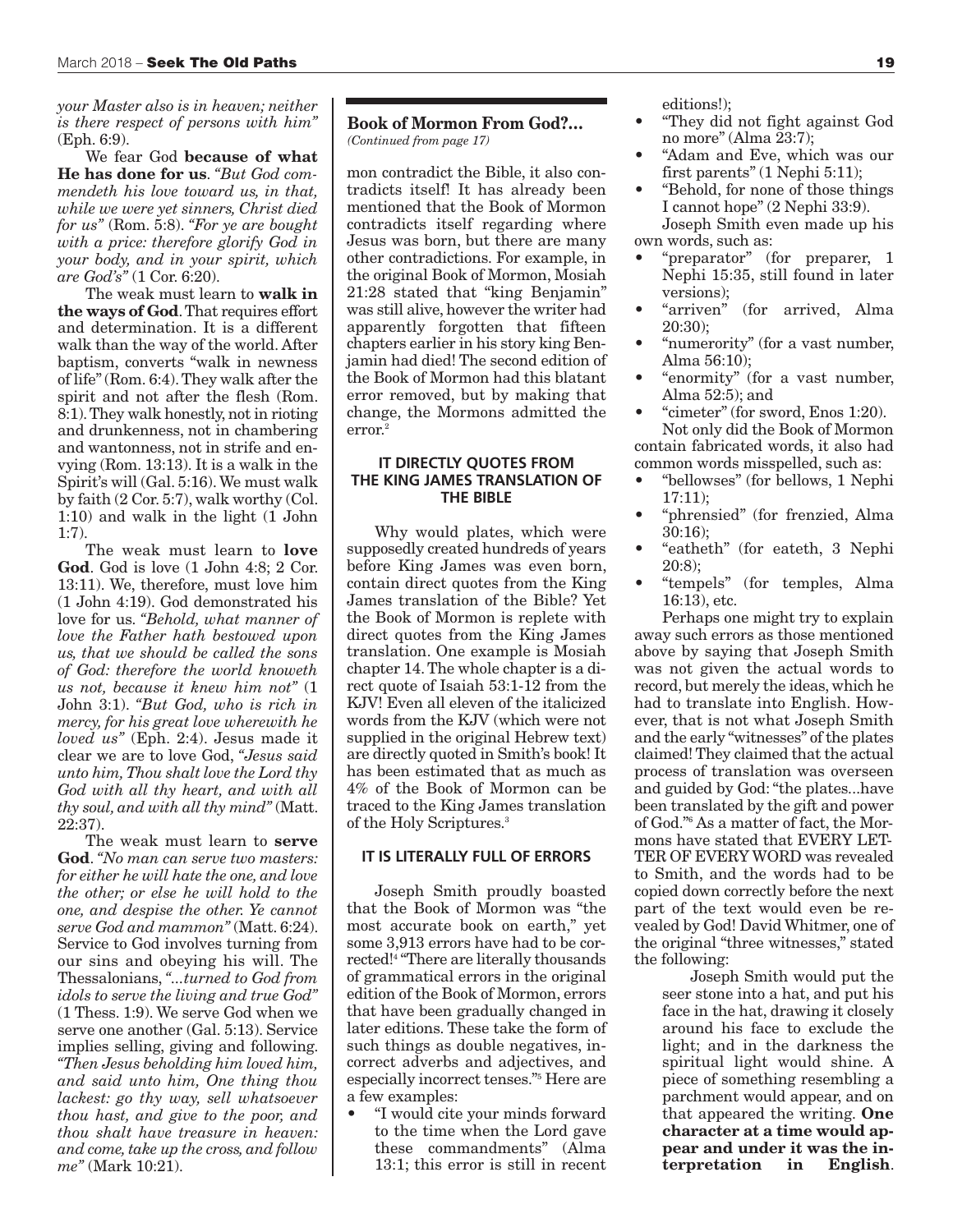*your Master also is in heaven; neither is there respect of persons with him"* (Eph. 6:9).

We fear God **because of what He has done for us**. *"But God commendeth his love toward us, in that, while we were yet sinners, Christ died for us"* (Rom. 5:8). *"For ye are bought with a price: therefore glorify God in your body, and in your spirit, which are God's"* (1 Cor. 6:20).

The weak must learn to **walk in the ways of God**. That requires effort and determination. It is a different walk than the way of the world. After baptism, converts "walk in newness of life" (Rom. 6:4). They walk after the spirit and not after the flesh (Rom. 8:1). They walk honestly, not in rioting and drunkenness, not in chambering and wantonness, not in strife and envying (Rom. 13:13). It is a walk in the Spirit's will (Gal. 5:16). We must walk by faith (2 Cor. 5:7), walk worthy (Col. 1:10) and walk in the light (1 John 1:7).

The weak must learn to **love God**. God is love (1 John 4:8; 2 Cor. 13:11). We, therefore, must love him (1 John 4:19). God demonstrated his love for us. *"Behold, what manner of love the Father hath bestowed upon us, that we should be called the sons of God: therefore the world knoweth us not, because it knew him not"* (1 John 3:1). *"But God, who is rich in mercy, for his great love wherewith he loved us"* (Eph. 2:4). Jesus made it clear we are to love God, *"Jesus said unto him, Thou shalt love the Lord thy God with all thy heart, and with all thy soul, and with all thy mind"* (Matt. 22:37).

The weak must learn to **serve God**. *"No man can serve two masters: for either he will hate the one, and love the other; or else he will hold to the one, and despise the other. Ye cannot serve God and mammon"* (Matt. 6:24). Service to God involves turning from our sins and obeying his will. The Thessalonians, *"...turned to God from idols to serve the living and true God"* (1 Thess. 1:9). We serve God when we serve one another (Gal. 5:13). Service implies selling, giving and following. *"Then Jesus beholding him loved him, and said unto him, One thing thou lackest: go thy way, sell whatsoever thou hast, and give to the poor, and thou shalt have treasure in heaven: and come, take up the cross, and follow me"* (Mark 10:21).

---

## Book of Mormon From God?...

*(Continued from page 17)*

mon contradict the Bible, it also contradicts itself! It has already been mentioned that the Book of Mormon contradicts itself regarding where Jesus was born, but there are many other contradictions. For example, in the original Book of Mormon, Mosiah 21:28 stated that "king Benjamin" was still alive, however the writer had apparently forgotten that fifteen chapters earlier in his story king Benjamin had died! The second edition of the Book of Mormon had this blatant error removed, but by making that change, the Mormons admitted the error.[2]

### IT DIRECTLY QUOTES FROM THE KING JAMES TRANSLATION OF THE BIBLE

Why would plates, which were supposedly created hundreds of years before King James was even born, contain direct quotes from the King James translation of the Bible? Yet the Book of Mormon is replete with direct quotes from the King James translation. One example is Mosiah chapter 14. The whole chapter is a direct quote of Isaiah 53:1-12 from the KJV! Even all eleven of the italicized words from the KJV (which were not supplied in the original Hebrew text) are directly quoted in Smith's book! It has been estimated that as much as 4% of the Book of Mormon can be traced to the King James translation of the Holy Scriptures.[3]

### IT IS LITERALLY FULL OF ERRORS

Joseph Smith proudly boasted that the Book of Mormon was "the most accurate book on earth," yet some 3,913 errors have had to be corrected![4] "There are literally thousands of grammatical errors in the original edition of the Book of Mormon, errors that have been gradually changed in later editions. These take the form of such things as double negatives, incorrect adverbs and adjectives, and especially incorrect tenses."[5] Here are a few examples:

- "I would cite your minds forward to the time when the Lord gave these commandments" (Alma 13:1; this error is still in recent editions!);
- "They did not fight against God no more" (Alma 23:7);
- "Adam and Eve, which was our first parents" (1 Nephi 5:11);
- "Behold, for none of those things I cannot hope" (2 Nephi 33:9).

Joseph Smith even made up his own words, such as:

- "preparator" (for preparer, 1 Nephi 15:35, still found in later versions);
- "arriven" (for arrived, Alma 20:30);
- "numerority" (for a vast number, Alma 56:10);
- "enormity" (for a vast number, Alma 52:5); and
- "cimeter" (for sword, Enos 1:20).

Not only did the Book of Mormon contain fabricated words, it also had common words misspelled, such as:

- "bellowses" (for bellows, 1 Nephi 17:11);
- "phrensied" (for frenzied, Alma 30:16);
- "eatheth" (for eateth, 3 Nephi 20:8);
- "tempels" (for temples, Alma 16:13), etc.

Perhaps one might try to explain away such errors as those mentioned above by saying that Joseph Smith was not given the actual words to record, but merely the ideas, which he had to translate into English. However, that is not what Joseph Smith and the early "witnesses" of the plates claimed! They claimed that the actual process of translation was overseen and guided by God: "the plates...have been translated by the gift and power of God."[6] As a matter of fact, the Mormons have stated that EVERY LETTER OF EVERY WORD was revealed to Smith, and the words had to be copied down correctly before the next part of the text would even be revealed by God! David Whitmer, one of the original "three witnesses," stated the following:

> Joseph Smith would put the seer stone into a hat, and put his face in the hat, drawing it closely around his face to exclude the light; and in the darkness the spiritual light would shine. A piece of something resembling a parchment would appear, and on that appeared the writing. **One character at a time would appear and under it was the interpretation in English**.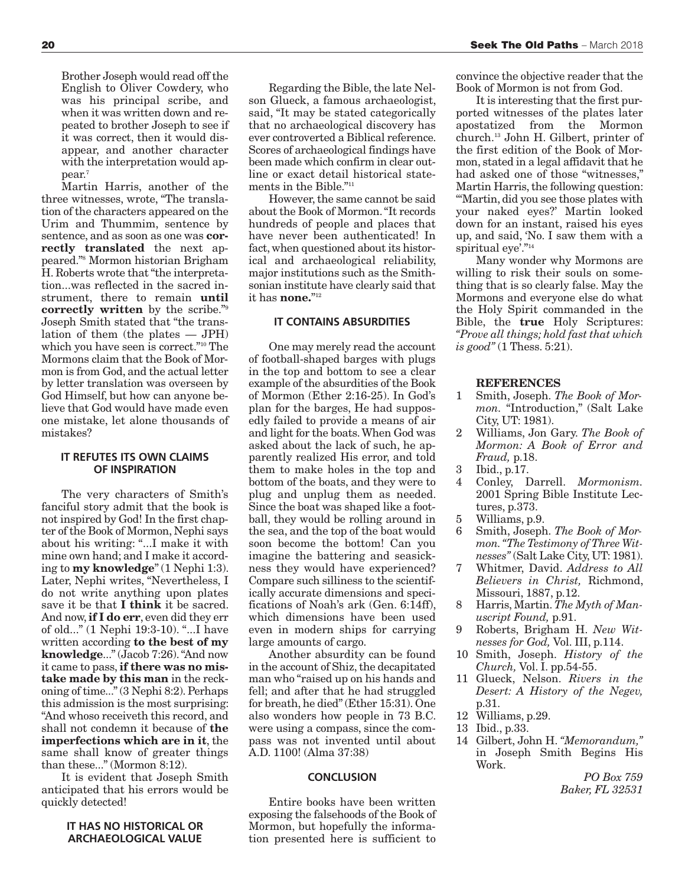Brother Joseph would read off the English to Oliver Cowdery, who was his principal scribe, and when it was written down and repeated to brother Joseph to see if it was correct, then it would disappear, and another character with the interpretation would appear.[7]

Martin Harris, another of the three witnesses, wrote, "The translation of the characters appeared on the Urim and Thummim, sentence by sentence, and as soon as one was **correctly translated** the next appeared."[8] Mormon historian Brigham H. Roberts wrote that "the interpretation...was reflected in the sacred instrument, there to remain **until correctly written** by the scribe."[9] Joseph Smith stated that "the translation of them (the plates — JPH) which you have seen is correct."[10] The Mormons claim that the Book of Mormon is from God, and the actual letter by letter translation was overseen by God Himself, but how can anyone believe that God would have made even one mistake, let alone thousands of mistakes?

### IT REFUTES ITS OWN CLAIMS OF INSPIRATION

The very characters of Smith's fanciful story admit that the book is not inspired by God! In the first chapter of the Book of Mormon, Nephi says about his writing: "...I make it with mine own hand; and I make it according to **my knowledge**" (1 Nephi 1:3). Later, Nephi writes, "Nevertheless, I do not write anything upon plates save it be that **I think** it be sacred. And now, **if I do err**, even did they err of old..." (1 Nephi 19:3-10). "...I have written according **to the best of my knowledge**..." (Jacob 7:26). "And now it came to pass, **if there was no mistake made by this man** in the reckoning of time..." (3 Nephi 8:2). Perhaps this admission is the most surprising: "And whoso receiveth this record, and shall not condemn it because of **the imperfections which are in it**, the same shall know of greater things than these..." (Mormon 8:12).

It is evident that Joseph Smith anticipated that his errors would be quickly detected!

### IT HAS NO HISTORICAL OR ARCHAEOLOGICAL VALUE

Regarding the Bible, the late Nelson Glueck, a famous archaeologist, said, "It may be stated categorically that no archaeological discovery has ever controverted a Biblical reference. Scores of archaeological findings have been made which confirm in clear outline or exact detail historical statements in the Bible."[11]

However, the same cannot be said about the Book of Mormon. "It records hundreds of people and places that have never been authenticated! In fact, when questioned about its historical and archaeological reliability, major institutions such as the Smithsonian institute have clearly said that it has **none.**"[12]

### IT CONTAINS ABSURDITIES

One may merely read the account of football-shaped barges with plugs in the top and bottom to see a clear example of the absurdities of the Book of Mormon (Ether 2:16-25). In God's plan for the barges, He had supposedly failed to provide a means of air and light for the boats. When God was asked about the lack of such, he apparently realized His error, and told them to make holes in the top and bottom of the boats, and they were to plug and unplug them as needed. Since the boat was shaped like a football, they would be rolling around in the sea, and the top of the boat would soon become the bottom! Can you imagine the battering and seasickness they would have experienced? Compare such silliness to the scientifically accurate dimensions and specifications of Noah's ark (Gen. 6:14ff), which dimensions have been used even in modern ships for carrying large amounts of cargo.

Another absurdity can be found in the account of Shiz, the decapitated man who "raised up on his hands and fell; and after that he had struggled for breath, he died" (Ether 15:31). One also wonders how people in 73 B.C. were using a compass, since the compass was not invented until about A.D. 1100! (Alma 37:38)

### CONCLUSION

Entire books have been written exposing the falsehoods of the Book of Mormon, but hopefully the information presented here is sufficient to convince the objective reader that the Book of Mormon is not from God.

It is interesting that the first purported witnesses of the plates later apostatized from the Mormon church.[13] John H. Gilbert, printer of the first edition of the Book of Mormon, stated in a legal affidavit that he had asked one of those "witnesses," Martin Harris, the following question: "'Martin, did you see those plates with your naked eyes?' Martin looked down for an instant, raised his eyes up, and said, 'No. I saw them with a spiritual eye'."[14]

Many wonder why Mormons are willing to risk their souls on something that is so clearly false. May the Mormons and everyone else do what the Holy Spirit commanded in the Bible, the **true** Holy Scriptures: *"Prove all things; hold fast that which is good"* (1 Thess. 5:21).

### REFERENCES

1. Smith, Joseph. *The Book of Mormon.* "Introduction," (Salt Lake City, UT: 1981).
2. Williams, Jon Gary. *The Book of Mormon: A Book of Error and Fraud,* p.18.
3. Ibid., p.17.
4. Conley, Darrell. *Mormonism.* 2001 Spring Bible Institute Lectures, p.373.
5. Williams, p.9.
6. Smith, Joseph. *The Book of Mormon. "The Testimony of Three Witnesses"* (Salt Lake City, UT: 1981).
7. Whitmer, David. *Address to All Believers in Christ,* Richmond, Missouri, 1887, p.12.
8. Harris, Martin. *The Myth of Manuscript Found,* p.91.
9. Roberts, Brigham H. *New Witnesses for God,* Vol. III, p.114.
10. Smith, Joseph. *History of the Church,* Vol. I. pp.54-55.
11. Glueck, Nelson. *Rivers in the Desert: A History of the Negev,* p.31.
12. Williams, p.29.
13. Ibid., p.33.
14. Gilbert, John H. *"Memorandum,"* in Joseph Smith Begins His Work.

*PO Box 759*
*Baker, FL 32531*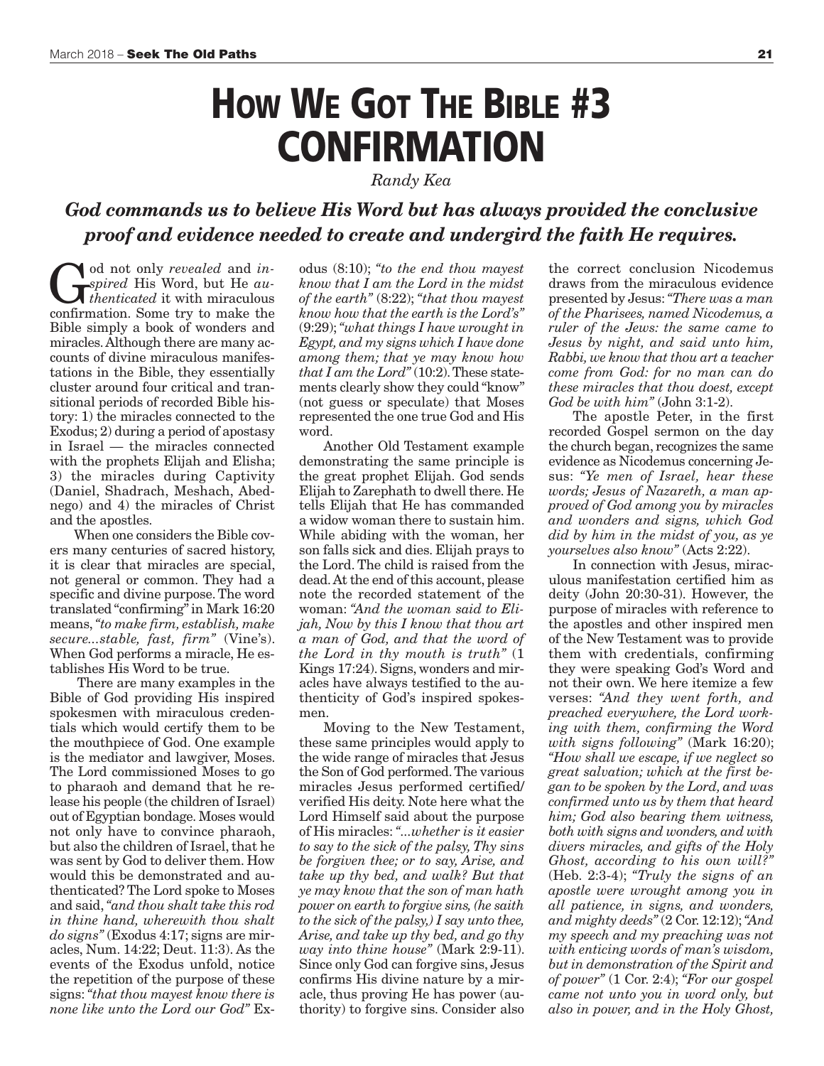# How We Got The Bible #3 CONFIRMATION

*Randy Kea*

***God commands us to believe His Word but has always provided the conclusive proof and evidence needed to create and undergird the faith He requires.***

God not only *revealed* and *inspired* His Word, but He *authenticated* it with miraculous confirmation. Some try to make the Bible simply a book of wonders and miracles. Although there are many accounts of divine miraculous manifestations in the Bible, they essentially cluster around four critical and transitional periods of recorded Bible history: 1) the miracles connected to the Exodus; 2) during a period of apostasy in Israel — the miracles connected with the prophets Elijah and Elisha; 3) the miracles during Captivity (Daniel, Shadrach, Meshach, Abednego) and 4) the miracles of Christ and the apostles.

When one considers the Bible covers many centuries of sacred history, it is clear that miracles are special, not general or common. They had a specific and divine purpose. The word translated "confirming" in Mark 16:20 means, *"to make firm, establish, make secure...stable, fast, firm"* (Vine's). When God performs a miracle, He establishes His Word to be true.

There are many examples in the Bible of God providing His inspired spokesmen with miraculous credentials which would certify them to be the mouthpiece of God. One example is the mediator and lawgiver, Moses. The Lord commissioned Moses to go to pharaoh and demand that he release his people (the children of Israel) out of Egyptian bondage. Moses would not only have to convince pharaoh, but also the children of Israel, that he was sent by God to deliver them. How would this be demonstrated and authenticated? The Lord spoke to Moses and said, *"and thou shalt take this rod in thine hand, wherewith thou shalt do signs"* (Exodus 4:17; signs are miracles, Num. 14:22; Deut. 11:3). As the events of the Exodus unfold, notice the repetition of the purpose of these signs: *"that thou mayest know there is none like unto the Lord our God"* Exodus (8:10); *"to the end thou mayest know that I am the Lord in the midst of the earth"* (8:22); *"that thou mayest know how that the earth is the Lord's"* (9:29); *"what things I have wrought in Egypt, and my signs which I have done among them; that ye may know how that I am the Lord"* (10:2). These statements clearly show they could "know" (not guess or speculate) that Moses represented the one true God and His word.

Another Old Testament example demonstrating the same principle is the great prophet Elijah. God sends Elijah to Zarephath to dwell there. He tells Elijah that He has commanded a widow woman there to sustain him. While abiding with the woman, her son falls sick and dies. Elijah prays to the Lord. The child is raised from the dead. At the end of this account, please note the recorded statement of the woman: *"And the woman said to Elijah, Now by this I know that thou art a man of God, and that the word of the Lord in thy mouth is truth"* (1 Kings 17:24). Signs, wonders and miracles have always testified to the authenticity of God's inspired spokesmen.

Moving to the New Testament, these same principles would apply to the wide range of miracles that Jesus the Son of God performed. The various miracles Jesus performed certified/verified His deity. Note here what the Lord Himself said about the purpose of His miracles: *"...whether is it easier to say to the sick of the palsy, Thy sins be forgiven thee; or to say, Arise, and take up thy bed, and walk? But that ye may know that the son of man hath power on earth to forgive sins, (he saith to the sick of the palsy,) I say unto thee, Arise, and take up thy bed, and go thy way into thine house"* (Mark 2:9-11). Since only God can forgive sins, Jesus confirms His divine nature by a miracle, thus proving He has power (authority) to forgive sins. Consider also the correct conclusion Nicodemus draws from the miraculous evidence presented by Jesus: *"There was a man of the Pharisees, named Nicodemus, a ruler of the Jews: the same came to Jesus by night, and said unto him, Rabbi, we know that thou art a teacher come from God: for no man can do these miracles that thou doest, except God be with him"* (John 3:1-2).

The apostle Peter, in the first recorded Gospel sermon on the day the church began, recognizes the same evidence as Nicodemus concerning Jesus: *"Ye men of Israel, hear these words; Jesus of Nazareth, a man approved of God among you by miracles and wonders and signs, which God did by him in the midst of you, as ye yourselves also know"* (Acts 2:22).

In connection with Jesus, miraculous manifestation certified him as deity (John 20:30-31). However, the purpose of miracles with reference to the apostles and other inspired men of the New Testament was to provide them with credentials, confirming they were speaking God's Word and not their own. We here itemize a few verses: *"And they went forth, and preached everywhere, the Lord working with them, confirming the Word with signs following"* (Mark 16:20); *"How shall we escape, if we neglect so great salvation; which at the first began to be spoken by the Lord, and was confirmed unto us by them that heard him; God also bearing them witness, both with signs and wonders, and with divers miracles, and gifts of the Holy Ghost, according to his own will?"* (Heb. 2:3-4); *"Truly the signs of an apostle were wrought among you in all patience, in signs, and wonders, and mighty deeds"* (2 Cor. 12:12); *"And my speech and my preaching was not with enticing words of man's wisdom, but in demonstration of the Spirit and of power"* (1 Cor. 2:4); *"For our gospel came not unto you in word only, but also in power, and in the Holy Ghost,*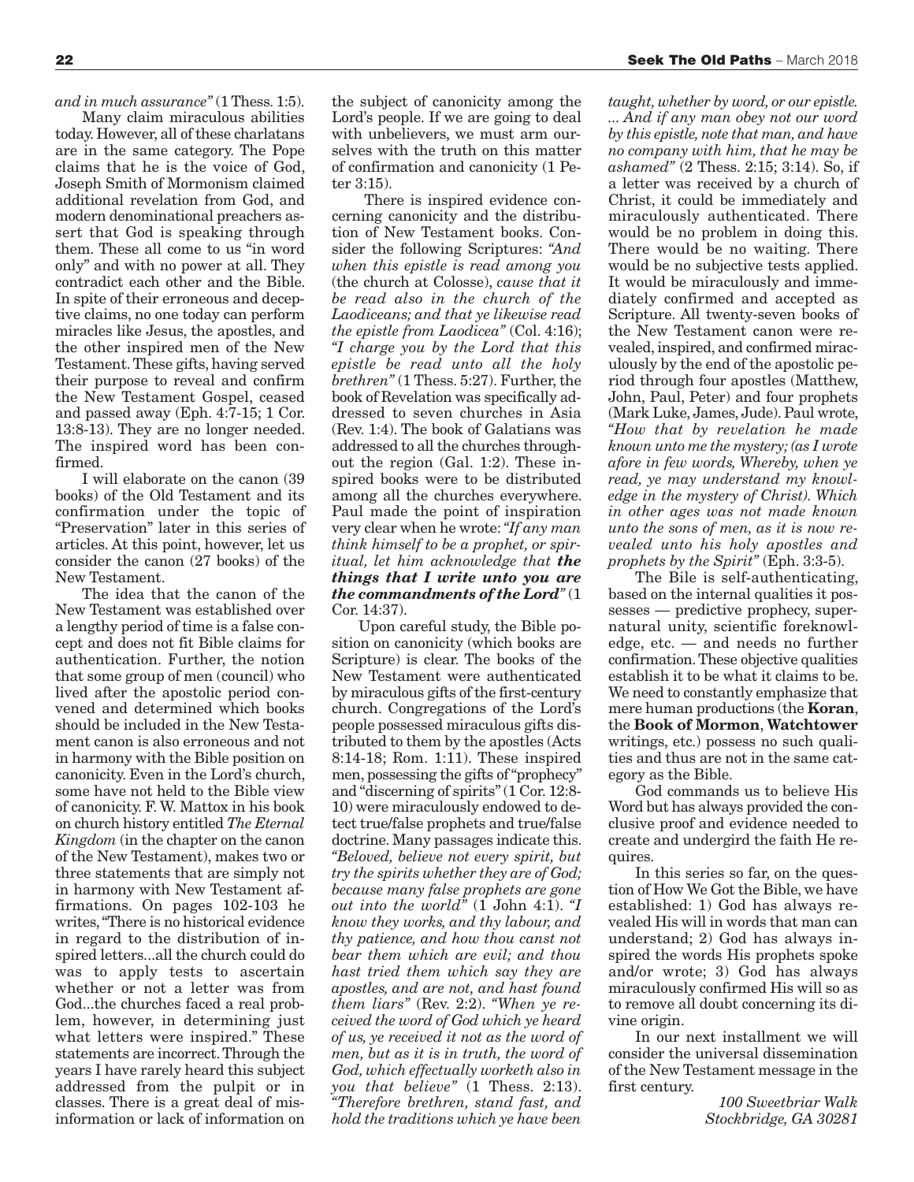*and in much assurance"* (1 Thess. 1:5).

Many claim miraculous abilities today. However, all of these charlatans are in the same category. The Pope claims that he is the voice of God, Joseph Smith of Mormonism claimed additional revelation from God, and modern denominational preachers assert that God is speaking through them. These all come to us "in word only" and with no power at all. They contradict each other and the Bible. In spite of their erroneous and deceptive claims, no one today can perform miracles like Jesus, the apostles, and the other inspired men of the New Testament. These gifts, having served their purpose to reveal and confirm the New Testament Gospel, ceased and passed away (Eph. 4:7-15; 1 Cor. 13:8-13). They are no longer needed. The inspired word has been confirmed.

I will elaborate on the canon (39 books) of the Old Testament and its confirmation under the topic of "Preservation" later in this series of articles. At this point, however, let us consider the canon (27 books) of the New Testament.

The idea that the canon of the New Testament was established over a lengthy period of time is a false concept and does not fit Bible claims for authentication. Further, the notion that some group of men (council) who lived after the apostolic period convened and determined which books should be included in the New Testament canon is also erroneous and not in harmony with the Bible position on canonicity. Even in the Lord's church, some have not held to the Bible view of canonicity. F. W. Mattox in his book on church history entitled *The Eternal Kingdom* (in the chapter on the canon of the New Testament), makes two or three statements that are simply not in harmony with New Testament affirmations. On pages 102-103 he writes, "There is no historical evidence in regard to the distribution of inspired letters...all the church could do was to apply tests to ascertain whether or not a letter was from God...the churches faced a real problem, however, in determining just what letters were inspired." These statements are incorrect. Through the years I have rarely heard this subject addressed from the pulpit or in classes. There is a great deal of misinformation or lack of information on the subject of canonicity among the Lord's people. If we are going to deal with unbelievers, we must arm ourselves with the truth on this matter of confirmation and canonicity (1 Peter 3:15).

There is inspired evidence concerning canonicity and the distribution of New Testament books. Consider the following Scriptures: *"And when this epistle is read among you* (the church at Colosse), *cause that it be read also in the church of the Laodiceans; and that ye likewise read the epistle from Laodicea"* (Col. 4:16); *"I charge you by the Lord that this epistle be read unto all the holy brethren"* (1 Thess. 5:27). Further, the book of Revelation was specifically addressed to seven churches in Asia (Rev. 1:4). The book of Galatians was addressed to all the churches throughout the region (Gal. 1:2). These inspired books were to be distributed among all the churches everywhere. Paul made the point of inspiration very clear when he wrote: *"If any man think himself to be a prophet, or spiritual, let him acknowledge that **the things that I write unto you are the commandments of the Lord**"* (1 Cor. 14:37).

Upon careful study, the Bible position on canonicity (which books are Scripture) is clear. The books of the New Testament were authenticated by miraculous gifts of the first-century church. Congregations of the Lord's people possessed miraculous gifts distributed to them by the apostles (Acts 8:14-18; Rom. 1:11). These inspired men, possessing the gifts of "prophecy" and "discerning of spirits" (1 Cor. 12:8-10) were miraculously endowed to detect true/false prophets and true/false doctrine. Many passages indicate this. *"Beloved, believe not every spirit, but try the spirits whether they are of God; because many false prophets are gone out into the world"* (1 John 4:1). *"I know they works, and thy labour, and thy patience, and how thou canst not bear them which are evil; and thou hast tried them which say they are apostles, and are not, and hast found them liars"* (Rev. 2:2). *"When ye received the word of God which ye heard of us, ye received it not as the word of men, but as it is in truth, the word of God, which effectually worketh also in you that believe"* (1 Thess. 2:13). *"Therefore brethren, stand fast, and hold the traditions which ye have been taught, whether by word, or our epistle. ... And if any man obey not our word by this epistle, note that man, and have no company with him, that he may be ashamed"* (2 Thess. 2:15; 3:14). So, if a letter was received by a church of Christ, it could be immediately and miraculously authenticated. There would be no problem in doing this. There would be no waiting. There would be no subjective tests applied. It would be miraculously and immediately confirmed and accepted as Scripture. All twenty-seven books of the New Testament canon were revealed, inspired, and confirmed miraculously by the end of the apostolic period through four apostles (Matthew, John, Paul, Peter) and four prophets (Mark Luke, James, Jude). Paul wrote, *"How that by revelation he made known unto me the mystery; (as I wrote afore in few words, Whereby, when ye read, ye may understand my knowledge in the mystery of Christ). Which in other ages was not made known unto the sons of men, as it is now revealed unto his holy apostles and prophets by the Spirit"* (Eph. 3:3-5).

The Bile is self-authenticating, based on the internal qualities it possesses — predictive prophecy, supernatural unity, scientific foreknowledge, etc. — and needs no further confirmation. These objective qualities establish it to be what it claims to be. We need to constantly emphasize that mere human productions (the **Koran**, the **Book of Mormon**, **Watchtower** writings, etc.) possess no such qualities and thus are not in the same category as the Bible.

God commands us to believe His Word but has always provided the conclusive proof and evidence needed to create and undergird the faith He requires.

In this series so far, on the question of How We Got the Bible, we have established: 1) God has always revealed His will in words that man can understand; 2) God has always inspired the words His prophets spoke and/or wrote; 3) God has always miraculously confirmed His will so as to remove all doubt concerning its divine origin.

In our next installment we will consider the universal dissemination of the New Testament message in the first century.

*100 Sweetbriar Walk*
*Stockbridge, GA 30281*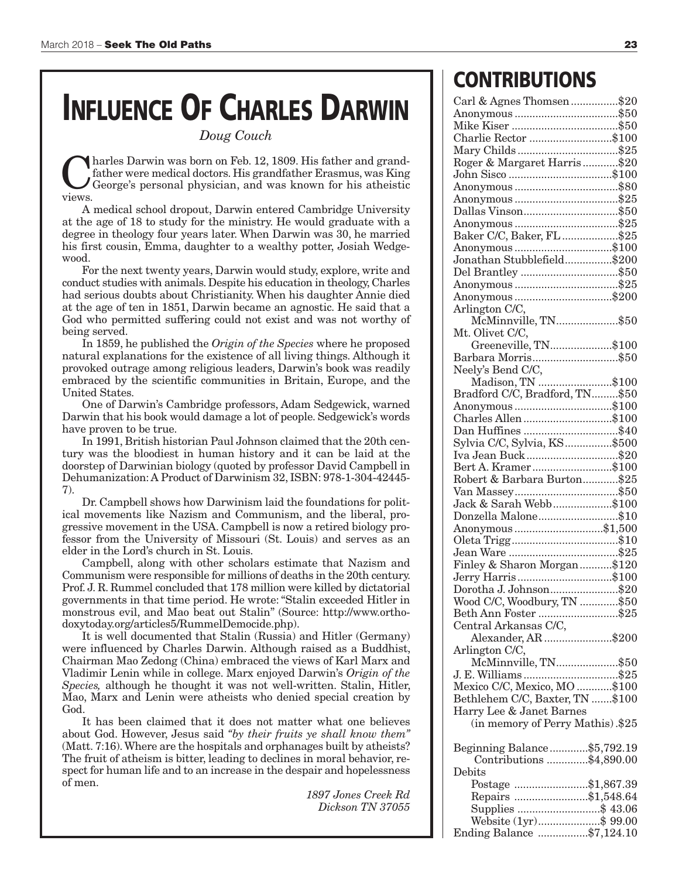# Influence Of Charles Darwin

*Doug Couch*

Charles Darwin was born on Feb. 12, 1809. His father and grandfather were medical doctors. His grandfather Erasmus, was King George's personal physician, and was known for his atheistic views.

A medical school dropout, Darwin entered Cambridge University at the age of 18 to study for the ministry. He would graduate with a degree in theology four years later. When Darwin was 30, he married his first cousin, Emma, daughter to a wealthy potter, Josiah Wedgewood.

For the next twenty years, Darwin would study, explore, write and conduct studies with animals. Despite his education in theology, Charles had serious doubts about Christianity. When his daughter Annie died at the age of ten in 1851, Darwin became an agnostic. He said that a God who permitted suffering could not exist and was not worthy of being served.

In 1859, he published the *Origin of the Species* where he proposed natural explanations for the existence of all living things. Although it provoked outrage among religious leaders, Darwin's book was readily embraced by the scientific communities in Britain, Europe, and the United States.

One of Darwin's Cambridge professors, Adam Sedgewick, warned Darwin that his book would damage a lot of people. Sedgewick's words have proven to be true.

In 1991, British historian Paul Johnson claimed that the 20th century was the bloodiest in human history and it can be laid at the doorstep of Darwinian biology (quoted by professor David Campbell in Dehumanization: A Product of Darwinism 32, ISBN: 978-1-304-42445-7).

Dr. Campbell shows how Darwinism laid the foundations for political movements like Nazism and Communism, and the liberal, progressive movement in the USA. Campbell is now a retired biology professor from the University of Missouri (St. Louis) and serves as an elder in the Lord's church in St. Louis.

Campbell, along with other scholars estimate that Nazism and Communism were responsible for millions of deaths in the 20th century. Prof. J. R. Rummel concluded that 178 million were killed by dictatorial governments in that time period. He wrote: "Stalin exceeded Hitler in monstrous evil, and Mao beat out Stalin" (Source: http://www.orthodoxytoday.org/articles5/RummelDemocide.php).

It is well documented that Stalin (Russia) and Hitler (Germany) were influenced by Charles Darwin. Although raised as a Buddhist, Chairman Mao Zedong (China) embraced the views of Karl Marx and Vladimir Lenin while in college. Marx enjoyed Darwin's *Origin of the Species,* although he thought it was not well-written. Stalin, Hitler, Mao, Marx and Lenin were atheists who denied special creation by God.

It has been claimed that it does not matter what one believes about God. However, Jesus said *"by their fruits ye shall know them"* (Matt. 7:16). Where are the hospitals and orphanages built by atheists? The fruit of atheism is bitter, leading to declines in moral behavior, respect for human life and to an increase in the despair and hopelessness of men.

*1897 Jones Creek Rd*
*Dickson TN 37055*

# CONTRIBUTIONS

| Contributor | Amount |
|---|---|
| Carl & Agnes Thomsen | $20 |
| Anonymous | $50 |
| Mike Kiser | $50 |
| Charlie Rector | $100 |
| Mary Childs | $25 |
| Roger & Margaret Harris | $20 |
| John Sisco | $100 |
| Anonymous | $80 |
| Anonymous | $25 |
| Dallas Vinson | $50 |
| Anonymous | $25 |
| Baker C/C, Baker, FL | $25 |
| Anonymous | $100 |
| Jonathan Stubblefield | $200 |
| Del Brantley | $50 |
| Anonymous | $25 |
| Anonymous | $200 |
| Arlington C/C, McMinnville, TN | $50 |
| Mt. Olivet C/C, Greeneville, TN | $100 |
| Barbara Morris | $50 |
| Neely's Bend C/C, Madison, TN | $100 |
| Bradford C/C, Bradford, TN | $50 |
| Anonymous | $100 |
| Charles Allen | $100 |
| Dan Huffines | $40 |
| Sylvia C/C, Sylvia, KS | $500 |
| Iva Jean Buck | $20 |
| Bert A. Kramer | $100 |
| Robert & Barbara Burton | $25 |
| Van Massey | $50 |
| Jack & Sarah Webb | $100 |
| Donzella Malone | $10 |
| Anonymous | $1,500 |
| Oleta Trigg | $10 |
| Jean Ware | $25 |
| Finley & Sharon Morgan | $120 |
| Jerry Harris | $100 |
| Dorotha J. Johnson | $20 |
| Wood C/C, Woodbury, TN | $50 |
| Beth Ann Foster | $25 |
| Central Arkansas C/C, Alexander, AR | $200 |
| Arlington C/C, McMinnville, TN | $50 |
| J. E. Williams | $25 |
| Mexico C/C, Mexico, MO | $100 |
| Bethlehem C/C, Baxter, TN | $100 |
| Harry Lee & Janet Barnes (in memory of Perry Mathis) | $25 |

| | |
|---|---|
| Beginning Balance | $5,792.19 |
| Contributions | $4,890.00 |
| Debits | |
| Postage | $1,867.39 |
| Repairs | $1,548.64 |
| Supplies | $ 43.06 |
| Website (1yr) | $ 99.00 |
| Ending Balance | $7,124.10 |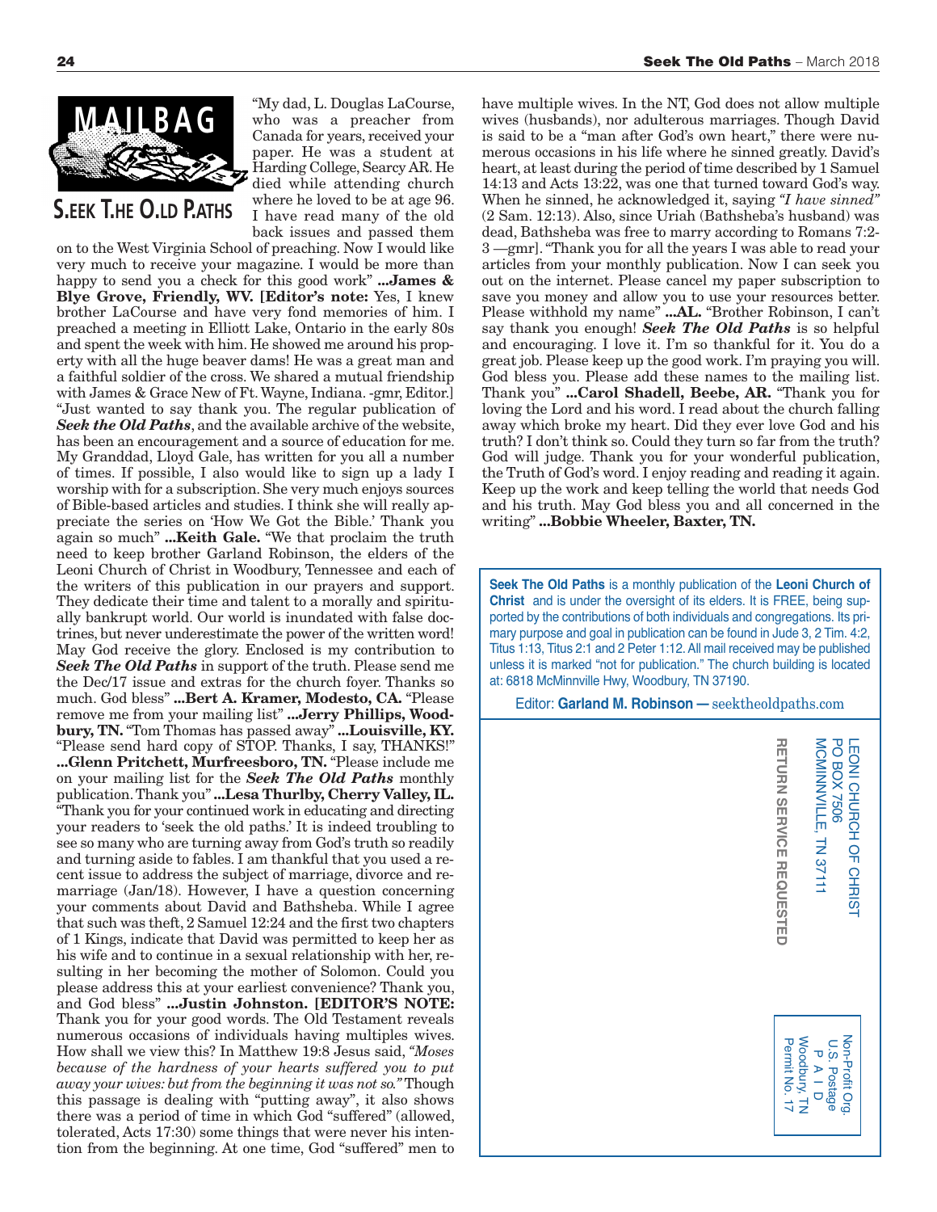# MAILBAG

S.EEK T.HE O.LD P.ATHS

"My dad, L. Douglas LaCourse, who was a preacher from Canada for years, received your paper. He was a student at Harding College, Searcy AR. He died while attending church where he loved to be at age 96. I have read many of the old back issues and passed them on to the West Virginia School of preaching. Now I would like very much to receive your magazine. I would be more than happy to send you a check for this good work" **...James & Blye Grove, Friendly, WV. [Editor's note:** Yes, I knew brother LaCourse and have very fond memories of him. I preached a meeting in Elliott Lake, Ontario in the early 80s and spent the week with him. He showed me around his property with all the huge beaver dams! He was a great man and a faithful soldier of the cross. We shared a mutual friendship with James & Grace New of Ft. Wayne, Indiana. -gmr, Editor.] "Just wanted to say thank you. The regular publication of ***Seek the Old Paths***, and the available archive of the website, has been an encouragement and a source of education for me. My Granddad, Lloyd Gale, has written for you all a number of times. If possible, I also would like to sign up a lady I worship with for a subscription. She very much enjoys sources of Bible-based articles and studies. I think she will really appreciate the series on 'How We Got the Bible.' Thank you again so much" **...Keith Gale.** "We that proclaim the truth need to keep brother Garland Robinson, the elders of the Leoni Church of Christ in Woodbury, Tennessee and each of the writers of this publication in our prayers and support. They dedicate their time and talent to a morally and spiritually bankrupt world. Our world is inundated with false doctrines, but never underestimate the power of the written word! May God receive the glory. Enclosed is my contribution to ***Seek The Old Paths*** in support of the truth. Please send me the Dec/17 issue and extras for the church foyer. Thanks so much. God bless" **...Bert A. Kramer, Modesto, CA.** "Please remove me from your mailing list" **...Jerry Phillips, Woodbury, TN.** "Tom Thomas has passed away" **...Louisville, KY.** "Please send hard copy of STOP. Thanks, I say, THANKS!" **...Glenn Pritchett, Murfreesboro, TN.** "Please include me on your mailing list for the ***Seek The Old Paths*** monthly publication. Thank you" **...Lesa Thurlby, Cherry Valley, IL.** "Thank you for your continued work in educating and directing your readers to 'seek the old paths.' It is indeed troubling to see so many who are turning away from God's truth so readily and turning aside to fables. I am thankful that you used a recent issue to address the subject of marriage, divorce and remarriage (Jan/18). However, I have a question concerning your comments about David and Bathsheba. While I agree that such was theft, 2 Samuel 12:24 and the first two chapters of 1 Kings, indicate that David was permitted to keep her as his wife and to continue in a sexual relationship with her, resulting in her becoming the mother of Solomon. Could you please address this at your earliest convenience? Thank you, and God bless" **...Justin Johnston. [EDITOR'S NOTE:** Thank you for your good words. The Old Testament reveals numerous occasions of individuals having multiples wives. How shall we view this? In Matthew 19:8 Jesus said, *"Moses because of the hardness of your hearts suffered you to put away your wives: but from the beginning it was not so."* Though this passage is dealing with "putting away", it also shows there was a period of time in which God "suffered" (allowed, tolerated, Acts 17:30) some things that were never his intention from the beginning. At one time, God "suffered" men to have multiple wives. In the NT, God does not allow multiple wives (husbands), nor adulterous marriages. Though David is said to be a "man after God's own heart," there were numerous occasions in his life where he sinned greatly. David's heart, at least during the period of time described by 1 Samuel 14:13 and Acts 13:22, was one that turned toward God's way. When he sinned, he acknowledged it, saying *"I have sinned"* (2 Sam. 12:13). Also, since Uriah (Bathsheba's husband) was dead, Bathsheba was free to marry according to Romans 7:2-3 —gmr]. "Thank you for all the years I was able to read your articles from your monthly publication. Now I can seek you out on the internet. Please cancel my paper subscription to save you money and allow you to use your resources better. Please withhold my name" **...AL.** "Brother Robinson, I can't say thank you enough! ***Seek The Old Paths*** is so helpful and encouraging. I love it. I'm so thankful for it. You do a great job. Please keep up the good work. I'm praying you will. God bless you. Please add these names to the mailing list. Thank you" **...Carol Shadell, Beebe, AR.** "Thank you for loving the Lord and his word. I read about the church falling away which broke my heart. Did they ever love God and his truth? I don't think so. Could they turn so far from the truth? God will judge. Thank you for your wonderful publication, the Truth of God's word. I enjoy reading and reading it again. Keep up the work and keep telling the world that needs God and his truth. May God bless you and all concerned in the writing" **...Bobbie Wheeler, Baxter, TN.**

---

**Seek The Old Paths** is a monthly publication of the **Leoni Church of Christ** and is under the oversight of its elders. It is FREE, being supported by the contributions of both individuals and congregations. Its primary purpose and goal in publication can be found in Jude 3, 2 Tim. 4:2, Titus 1:13, Titus 2:1 and 2 Peter 1:12. All mail received may be published unless it is marked "not for publication." The church building is located at: 6818 McMinnville Hwy, Woodbury, TN 37190.

Editor: **Garland M. Robinson —** seektheoldpaths.com

LEONI CHURCH OF CHRIST
PO BOX 7506
MCMINNVILLE, TN 37111

RETURN SERVICE REQUESTED

Non-Profit Org.
U.S. Postage
P A I D
Woodbury, TN
Permit No. 17